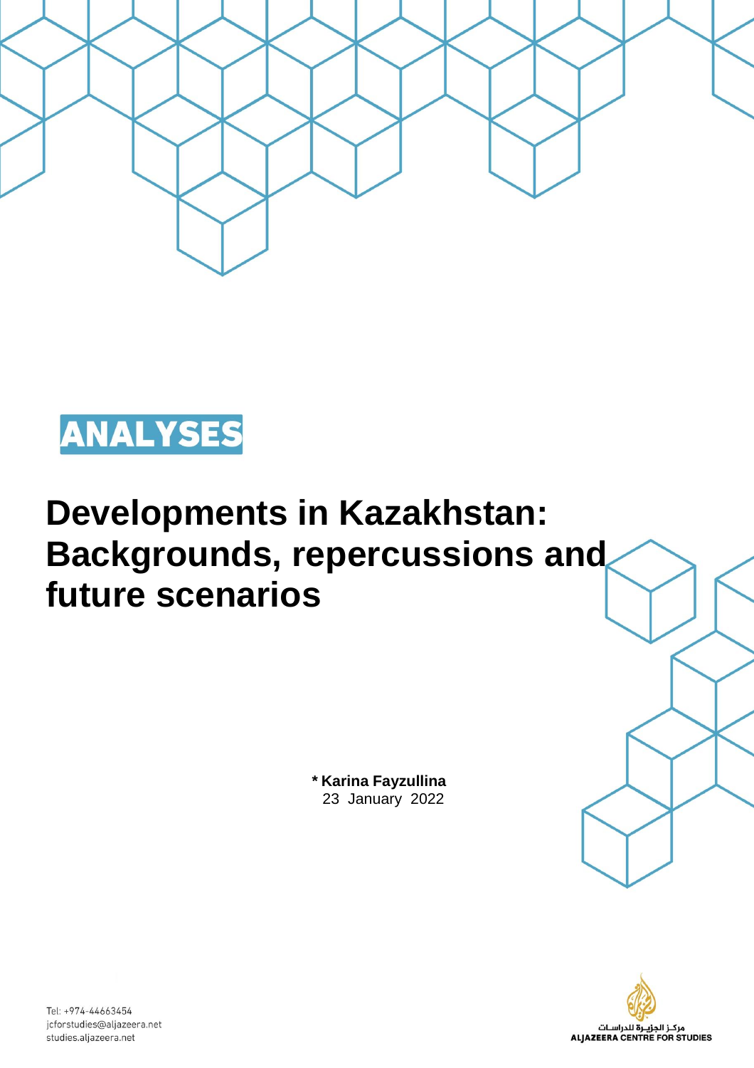ANALYSES

# Developments in Kazakhstan: Backgrounds, repercussions and future scenarios

**\* Karina Fayzullina**
23 January 2022

Tel: +974-44663454
jcforstudies@aljazeera.net
studies.aljazeera.net

مركز الجزيرة للدراسات
ALJAZEERA CENTRE FOR STUDIES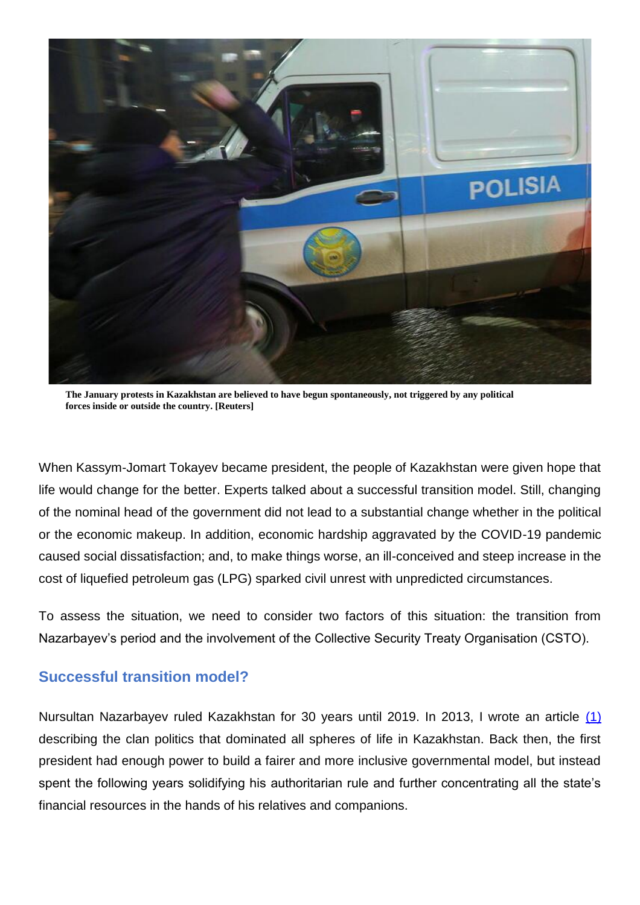**The January protests in Kazakhstan are believed to have begun spontaneously, not triggered by any political forces inside or outside the country. [Reuters]**

When Kassym-Jomart Tokayev became president, the people of Kazakhstan were given hope that life would change for the better. Experts talked about a successful transition model. Still, changing of the nominal head of the government did not lead to a substantial change whether in the political or the economic makeup. In addition, economic hardship aggravated by the COVID-19 pandemic caused social dissatisfaction; and, to make things worse, an ill-conceived and steep increase in the cost of liquefied petroleum gas (LPG) sparked civil unrest with unpredicted circumstances.

To assess the situation, we need to consider two factors of this situation: the transition from Nazarbayev's period and the involvement of the Collective Security Treaty Organisation (CSTO).

## Successful transition model?

Nursultan Nazarbayev ruled Kazakhstan for 30 years until 2019. In 2013, I wrote an article (1) describing the clan politics that dominated all spheres of life in Kazakhstan. Back then, the first president had enough power to build a fairer and more inclusive governmental model, but instead spent the following years solidifying his authoritarian rule and further concentrating all the state's financial resources in the hands of his relatives and companions.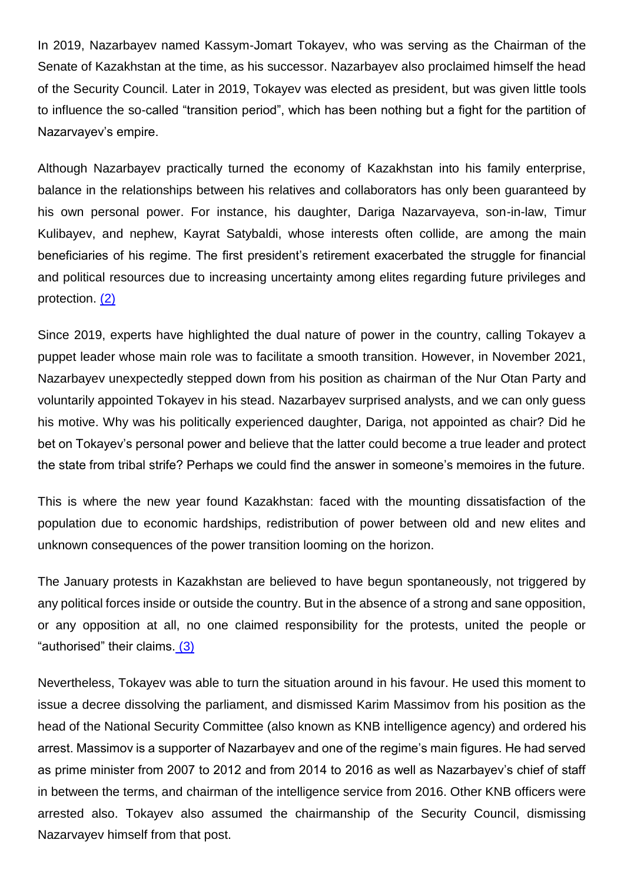In 2019, Nazarbayev named Kassym-Jomart Tokayev, who was serving as the Chairman of the Senate of Kazakhstan at the time, as his successor. Nazarbayev also proclaimed himself the head of the Security Council. Later in 2019, Tokayev was elected as president, but was given little tools to influence the so-called "transition period", which has been nothing but a fight for the partition of Nazarvayev's empire.

Although Nazarbayev practically turned the economy of Kazakhstan into his family enterprise, balance in the relationships between his relatives and collaborators has only been guaranteed by his own personal power. For instance, his daughter, Dariga Nazarvayeva, son-in-law, Timur Kulibayev, and nephew, Kayrat Satybaldi, whose interests often collide, are among the main beneficiaries of his regime. The first president's retirement exacerbated the struggle for financial and political resources due to increasing uncertainty among elites regarding future privileges and protection. (2)

Since 2019, experts have highlighted the dual nature of power in the country, calling Tokayev a puppet leader whose main role was to facilitate a smooth transition. However, in November 2021, Nazarbayev unexpectedly stepped down from his position as chairman of the Nur Otan Party and voluntarily appointed Tokayev in his stead. Nazarbayev surprised analysts, and we can only guess his motive. Why was his politically experienced daughter, Dariga, not appointed as chair? Did he bet on Tokayev's personal power and believe that the latter could become a true leader and protect the state from tribal strife? Perhaps we could find the answer in someone's memoires in the future.

This is where the new year found Kazakhstan: faced with the mounting dissatisfaction of the population due to economic hardships, redistribution of power between old and new elites and unknown consequences of the power transition looming on the horizon.

The January protests in Kazakhstan are believed to have begun spontaneously, not triggered by any political forces inside or outside the country. But in the absence of a strong and sane opposition, or any opposition at all, no one claimed responsibility for the protests, united the people or "authorised" their claims. (3)

Nevertheless, Tokayev was able to turn the situation around in his favour. He used this moment to issue a decree dissolving the parliament, and dismissed Karim Massimov from his position as the head of the National Security Committee (also known as KNB intelligence agency) and ordered his arrest. Massimov is a supporter of Nazarbayev and one of the regime's main figures. He had served as prime minister from 2007 to 2012 and from 2014 to 2016 as well as Nazarbayev's chief of staff in between the terms, and chairman of the intelligence service from 2016. Other KNB officers were arrested also. Tokayev also assumed the chairmanship of the Security Council, dismissing Nazarvayev himself from that post.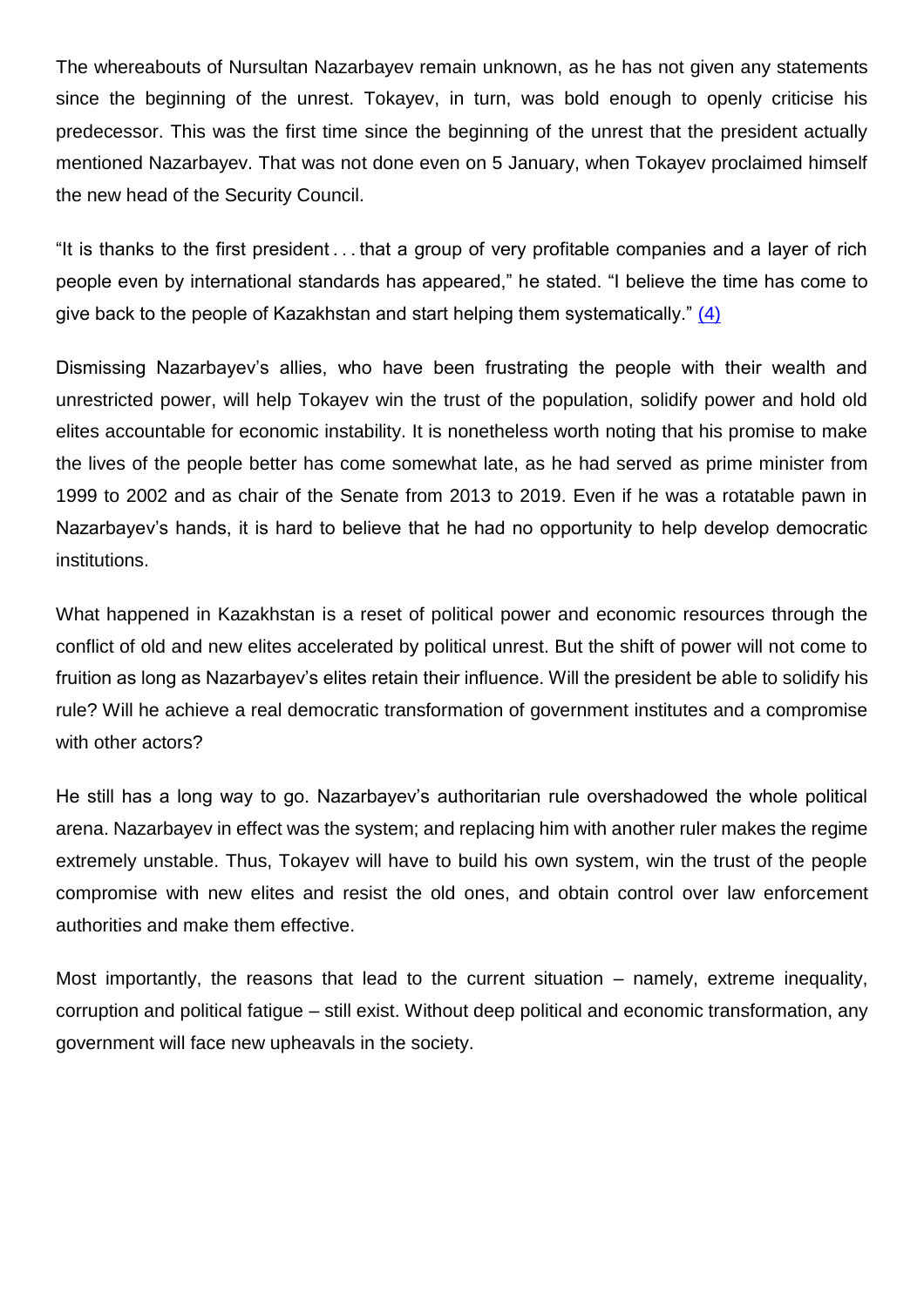The whereabouts of Nursultan Nazarbayev remain unknown, as he has not given any statements since the beginning of the unrest. Tokayev, in turn, was bold enough to openly criticise his predecessor. This was the first time since the beginning of the unrest that the president actually mentioned Nazarbayev. That was not done even on 5 January, when Tokayev proclaimed himself the new head of the Security Council.

"It is thanks to the first president . . . that a group of very profitable companies and a layer of rich people even by international standards has appeared," he stated. "I believe the time has come to give back to the people of Kazakhstan and start helping them systematically." (4)

Dismissing Nazarbayev's allies, who have been frustrating the people with their wealth and unrestricted power, will help Tokayev win the trust of the population, solidify power and hold old elites accountable for economic instability. It is nonetheless worth noting that his promise to make the lives of the people better has come somewhat late, as he had served as prime minister from 1999 to 2002 and as chair of the Senate from 2013 to 2019. Even if he was a rotatable pawn in Nazarbayev's hands, it is hard to believe that he had no opportunity to help develop democratic institutions.

What happened in Kazakhstan is a reset of political power and economic resources through the conflict of old and new elites accelerated by political unrest. But the shift of power will not come to fruition as long as Nazarbayev's elites retain their influence. Will the president be able to solidify his rule? Will he achieve a real democratic transformation of government institutes and a compromise with other actors?

He still has a long way to go. Nazarbayev's authoritarian rule overshadowed the whole political arena. Nazarbayev in effect was the system; and replacing him with another ruler makes the regime extremely unstable. Thus, Tokayev will have to build his own system, win the trust of the people compromise with new elites and resist the old ones, and obtain control over law enforcement authorities and make them effective.

Most importantly, the reasons that lead to the current situation – namely, extreme inequality, corruption and political fatigue – still exist. Without deep political and economic transformation, any government will face new upheavals in the society.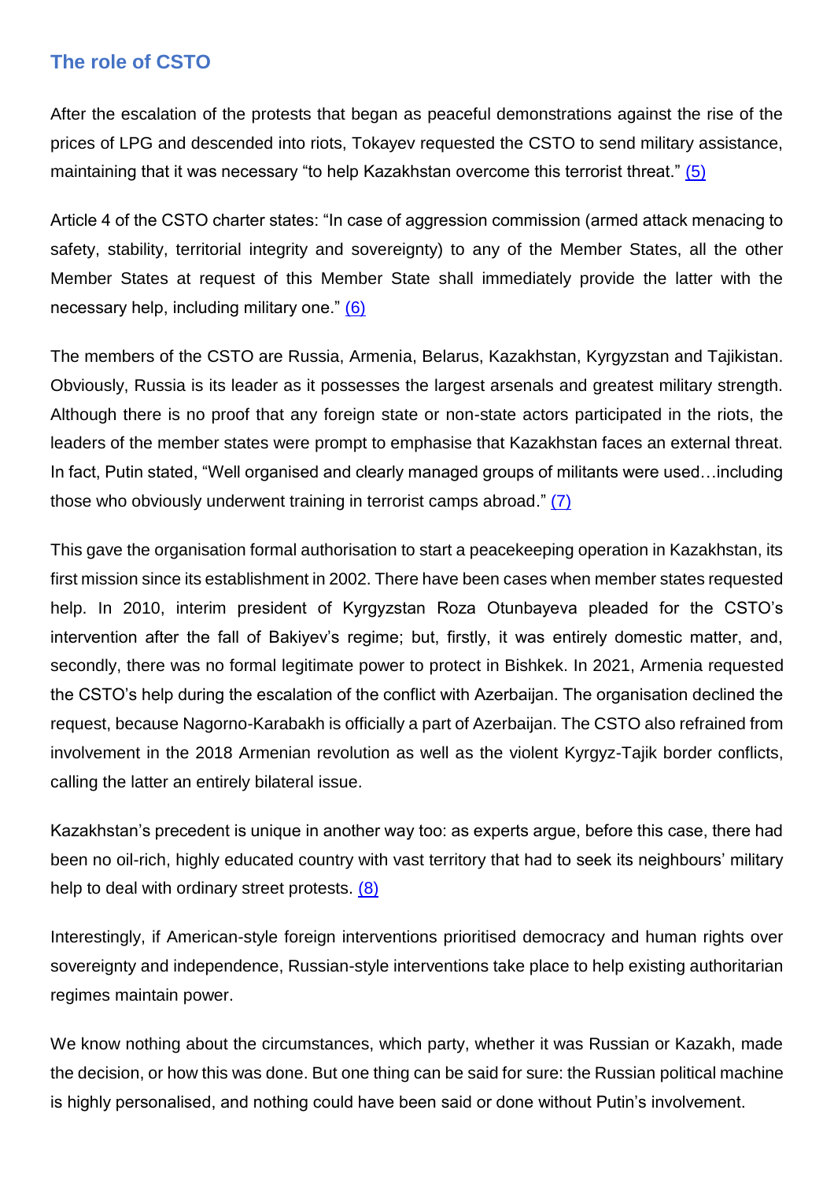## The role of CSTO

After the escalation of the protests that began as peaceful demonstrations against the rise of the prices of LPG and descended into riots, Tokayev requested the CSTO to send military assistance, maintaining that it was necessary "to help Kazakhstan overcome this terrorist threat." (5)

Article 4 of the CSTO charter states: "In case of aggression commission (armed attack menacing to safety, stability, territorial integrity and sovereignty) to any of the Member States, all the other Member States at request of this Member State shall immediately provide the latter with the necessary help, including military one." (6)

The members of the CSTO are Russia, Armenia, Belarus, Kazakhstan, Kyrgyzstan and Tajikistan. Obviously, Russia is its leader as it possesses the largest arsenals and greatest military strength. Although there is no proof that any foreign state or non-state actors participated in the riots, the leaders of the member states were prompt to emphasise that Kazakhstan faces an external threat. In fact, Putin stated, "Well organised and clearly managed groups of militants were used…including those who obviously underwent training in terrorist camps abroad." (7)

This gave the organisation formal authorisation to start a peacekeeping operation in Kazakhstan, its first mission since its establishment in 2002. There have been cases when member states requested help. In 2010, interim president of Kyrgyzstan Roza Otunbayeva pleaded for the CSTO's intervention after the fall of Bakiyev's regime; but, firstly, it was entirely domestic matter, and, secondly, there was no formal legitimate power to protect in Bishkek. In 2021, Armenia requested the CSTO's help during the escalation of the conflict with Azerbaijan. The organisation declined the request, because Nagorno-Karabakh is officially a part of Azerbaijan. The CSTO also refrained from involvement in the 2018 Armenian revolution as well as the violent Kyrgyz-Tajik border conflicts, calling the latter an entirely bilateral issue.

Kazakhstan's precedent is unique in another way too: as experts argue, before this case, there had been no oil-rich, highly educated country with vast territory that had to seek its neighbours' military help to deal with ordinary street protests. (8)

Interestingly, if American-style foreign interventions prioritised democracy and human rights over sovereignty and independence, Russian-style interventions take place to help existing authoritarian regimes maintain power.

We know nothing about the circumstances, which party, whether it was Russian or Kazakh, made the decision, or how this was done. But one thing can be said for sure: the Russian political machine is highly personalised, and nothing could have been said or done without Putin's involvement.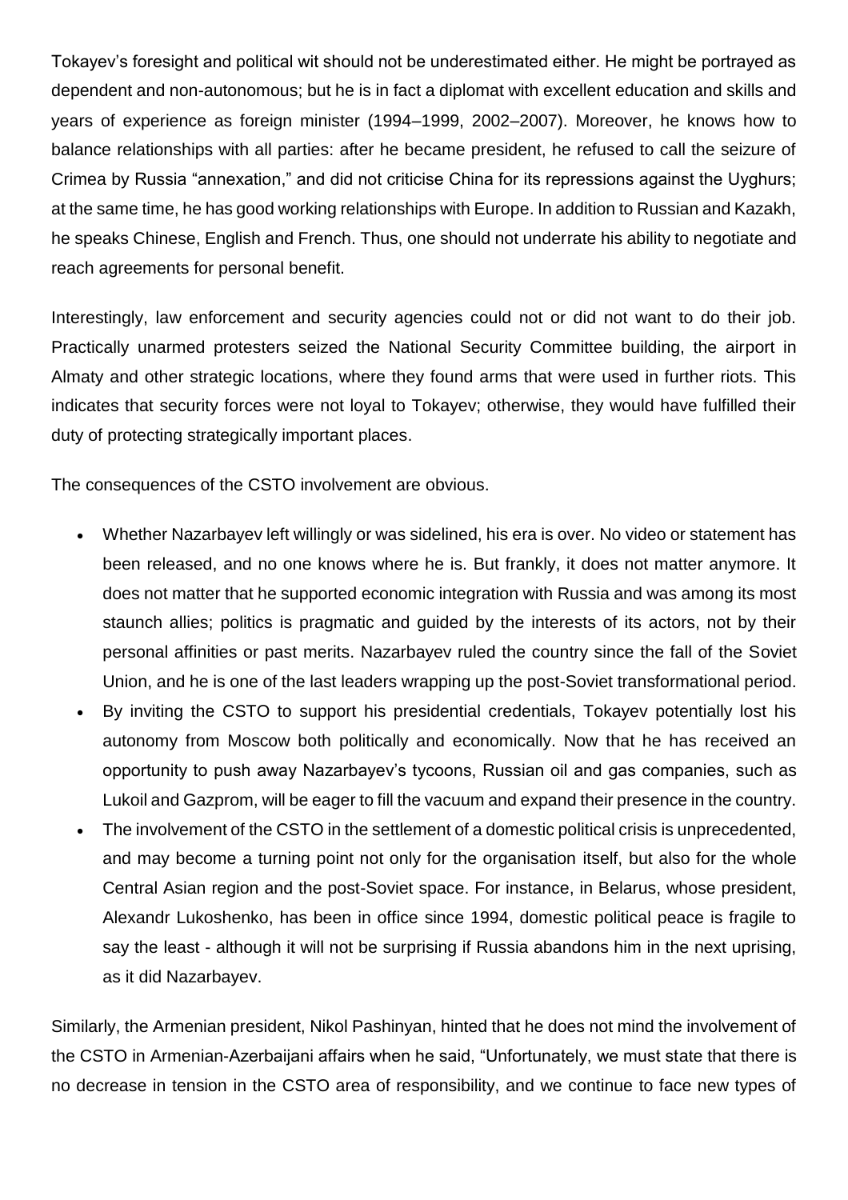Tokayev's foresight and political wit should not be underestimated either. He might be portrayed as dependent and non-autonomous; but he is in fact a diplomat with excellent education and skills and years of experience as foreign minister (1994–1999, 2002–2007). Moreover, he knows how to balance relationships with all parties: after he became president, he refused to call the seizure of Crimea by Russia "annexation," and did not criticise China for its repressions against the Uyghurs; at the same time, he has good working relationships with Europe. In addition to Russian and Kazakh, he speaks Chinese, English and French. Thus, one should not underrate his ability to negotiate and reach agreements for personal benefit.

Interestingly, law enforcement and security agencies could not or did not want to do their job. Practically unarmed protesters seized the National Security Committee building, the airport in Almaty and other strategic locations, where they found arms that were used in further riots. This indicates that security forces were not loyal to Tokayev; otherwise, they would have fulfilled their duty of protecting strategically important places.

The consequences of the CSTO involvement are obvious.

- Whether Nazarbayev left willingly or was sidelined, his era is over. No video or statement has been released, and no one knows where he is. But frankly, it does not matter anymore. It does not matter that he supported economic integration with Russia and was among its most staunch allies; politics is pragmatic and guided by the interests of its actors, not by their personal affinities or past merits. Nazarbayev ruled the country since the fall of the Soviet Union, and he is one of the last leaders wrapping up the post-Soviet transformational period.
- By inviting the CSTO to support his presidential credentials, Tokayev potentially lost his autonomy from Moscow both politically and economically. Now that he has received an opportunity to push away Nazarbayev's tycoons, Russian oil and gas companies, such as Lukoil and Gazprom, will be eager to fill the vacuum and expand their presence in the country.
- The involvement of the CSTO in the settlement of a domestic political crisis is unprecedented, and may become a turning point not only for the organisation itself, but also for the whole Central Asian region and the post-Soviet space. For instance, in Belarus, whose president, Alexandr Lukoshenko, has been in office since 1994, domestic political peace is fragile to say the least - although it will not be surprising if Russia abandons him in the next uprising, as it did Nazarbayev.

Similarly, the Armenian president, Nikol Pashinyan, hinted that he does not mind the involvement of the CSTO in Armenian-Azerbaijani affairs when he said, "Unfortunately, we must state that there is no decrease in tension in the CSTO area of responsibility, and we continue to face new types of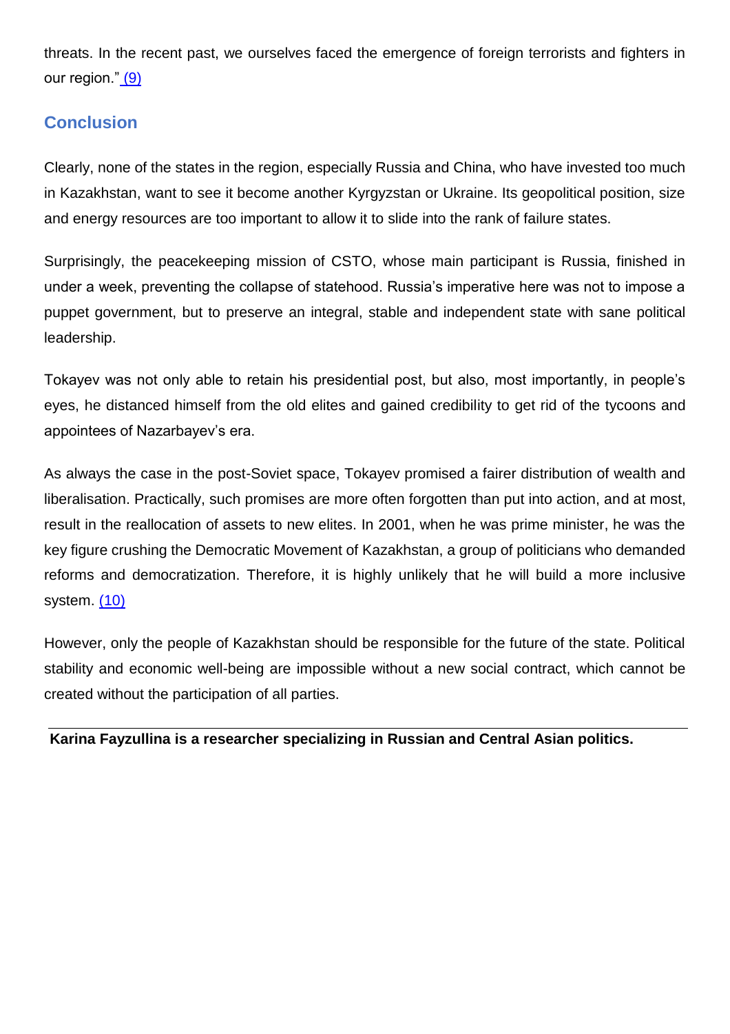threats. In the recent past, we ourselves faced the emergence of foreign terrorists and fighters in our region." (9)

## Conclusion

Clearly, none of the states in the region, especially Russia and China, who have invested too much in Kazakhstan, want to see it become another Kyrgyzstan or Ukraine. Its geopolitical position, size and energy resources are too important to allow it to slide into the rank of failure states.

Surprisingly, the peacekeeping mission of CSTO, whose main participant is Russia, finished in under a week, preventing the collapse of statehood. Russia's imperative here was not to impose a puppet government, but to preserve an integral, stable and independent state with sane political leadership.

Tokayev was not only able to retain his presidential post, but also, most importantly, in people's eyes, he distanced himself from the old elites and gained credibility to get rid of the tycoons and appointees of Nazarbayev's era.

As always the case in the post-Soviet space, Tokayev promised a fairer distribution of wealth and liberalisation. Practically, such promises are more often forgotten than put into action, and at most, result in the reallocation of assets to new elites. In 2001, when he was prime minister, he was the key figure crushing the Democratic Movement of Kazakhstan, a group of politicians who demanded reforms and democratization. Therefore, it is highly unlikely that he will build a more inclusive system. (10)

However, only the people of Kazakhstan should be responsible for the future of the state. Political stability and economic well-being are impossible without a new social contract, which cannot be created without the participation of all parties.

---

**Karina Fayzullina is a researcher specializing in Russian and Central Asian politics.**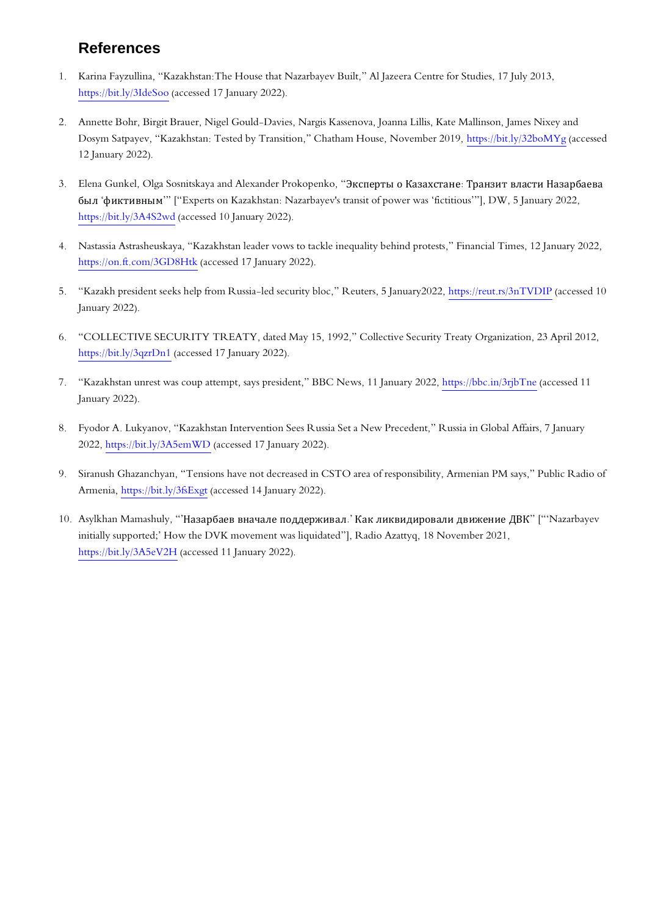## References

1. Karina Fayzullina, "Kazakhstan:The House that Nazarbayev Built," Al Jazeera Centre for Studies, 17 July 2013, https://bit.ly/3IdeSoo (accessed 17 January 2022).

2. Annette Bohr, Birgit Brauer, Nigel Gould-Davies, Nargis Kassenova, Joanna Lillis, Kate Mallinson, James Nixey and Dosym Satpayev, "Kazakhstan: Tested by Transition," Chatham House, November 2019, https://bit.ly/32boMYg (accessed 12 January 2022).

3. Elena Gunkel, Olga Sosnitskaya and Alexander Prokopenko, "Эксперты о Казахстане: Транзит власти Назарбаева был 'фиктивным'" ["Experts on Kazakhstan: Nazarbayev's transit of power was 'fictitious'"], DW, 5 January 2022, https://bit.ly/3A4S2wd (accessed 10 January 2022).

4. Nastassia Astrasheuskaya, "Kazakhstan leader vows to tackle inequality behind protests," Financial Times, 12 January 2022, https://on.ft.com/3GD8Htk (accessed 17 January 2022).

5. "Kazakh president seeks help from Russia-led security bloc," Reuters, 5 January2022, https://reut.rs/3nTVDIP (accessed 10 January 2022).

6. "COLLECTIVE SECURITY TREATY, dated May 15, 1992," Collective Security Treaty Organization, 23 April 2012, https://bit.ly/3qzrDn1 (accessed 17 January 2022).

7. "Kazakhstan unrest was coup attempt, says president," BBC News, 11 January 2022, https://bbc.in/3rjbTne (accessed 11 January 2022).

8. Fyodor A. Lukyanov, "Kazakhstan Intervention Sees Russia Set a New Precedent," Russia in Global Affairs, 7 January 2022, https://bit.ly/3A5emWD (accessed 17 January 2022).

9. Siranush Ghazanchyan, "Tensions have not decreased in CSTO area of responsibility, Armenian PM says," Public Radio of Armenia, https://bit.ly/3fSExgt (accessed 14 January 2022).

10. Asylkhan Mamashuly, "'Назарбаев вначале поддерживал.' Как ликвидировали движение ДВК" ["'Nazarbayev initially supported;' How the DVK movement was liquidated"], Radio Azattyq, 18 November 2021, https://bit.ly/3A5eV2H (accessed 11 January 2022).